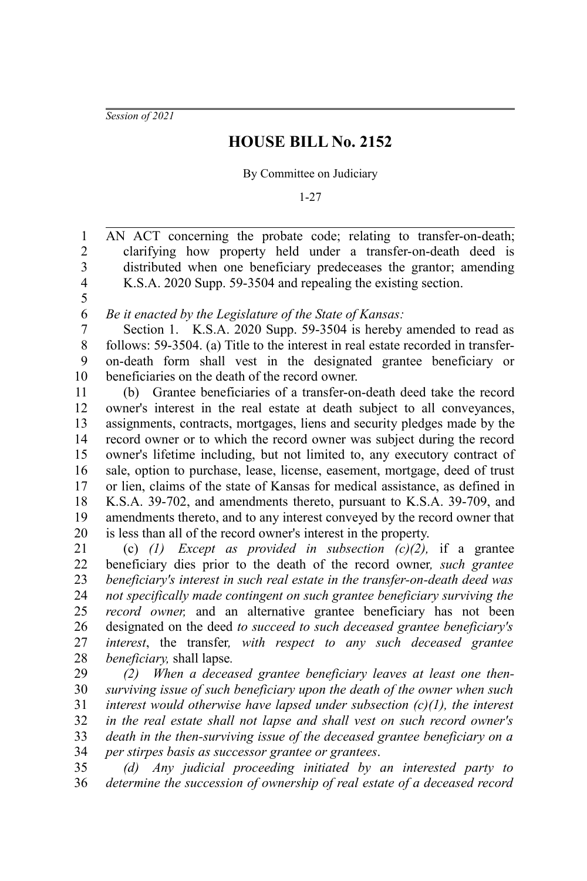*Session of 2021*

# HOUSE BILL No. 2152

By Committee on Judiciary

1-27

AN ACT concerning the probate code; relating to transfer-on-death; clarifying how property held under a transfer-on-death deed is distributed when one beneficiary predeceases the grantor; amending K.S.A. 2020 Supp. 59-3504 and repealing the existing section.

*Be it enacted by the Legislature of the State of Kansas:*

Section 1. K.S.A. 2020 Supp. 59-3504 is hereby amended to read as follows: 59-3504. (a) Title to the interest in real estate recorded in transfer-on-death form shall vest in the designated grantee beneficiary or beneficiaries on the death of the record owner.

(b) Grantee beneficiaries of a transfer-on-death deed take the record owner's interest in the real estate at death subject to all conveyances, assignments, contracts, mortgages, liens and security pledges made by the record owner or to which the record owner was subject during the record owner's lifetime including, but not limited to, any executory contract of sale, option to purchase, lease, license, easement, mortgage, deed of trust or lien, claims of the state of Kansas for medical assistance, as defined in K.S.A. 39-702, and amendments thereto, pursuant to K.S.A. 39-709, and amendments thereto, and to any interest conveyed by the record owner that is less than all of the record owner's interest in the property.

(c) *(1) Except as provided in subsection (c)(2),* if a grantee beneficiary dies prior to the death of the record owner*, such grantee beneficiary's interest in such real estate in the transfer-on-death deed was not specifically made contingent on such grantee beneficiary surviving the record owner,* and an alternative grantee beneficiary has not been designated on the deed *to succeed to such deceased grantee beneficiary's interest*, the transfer*, with respect to any such deceased grantee beneficiary,* shall lapse*.*

*(2) When a deceased grantee beneficiary leaves at least one then-surviving issue of such beneficiary upon the death of the owner when such interest would otherwise have lapsed under subsection (c)(1), the interest in the real estate shall not lapse and shall vest on such record owner's death in the then-surviving issue of the deceased grantee beneficiary on a per stirpes basis as successor grantee or grantees*.

*(d) Any judicial proceeding initiated by an interested party to determine the succession of ownership of real estate of a deceased record*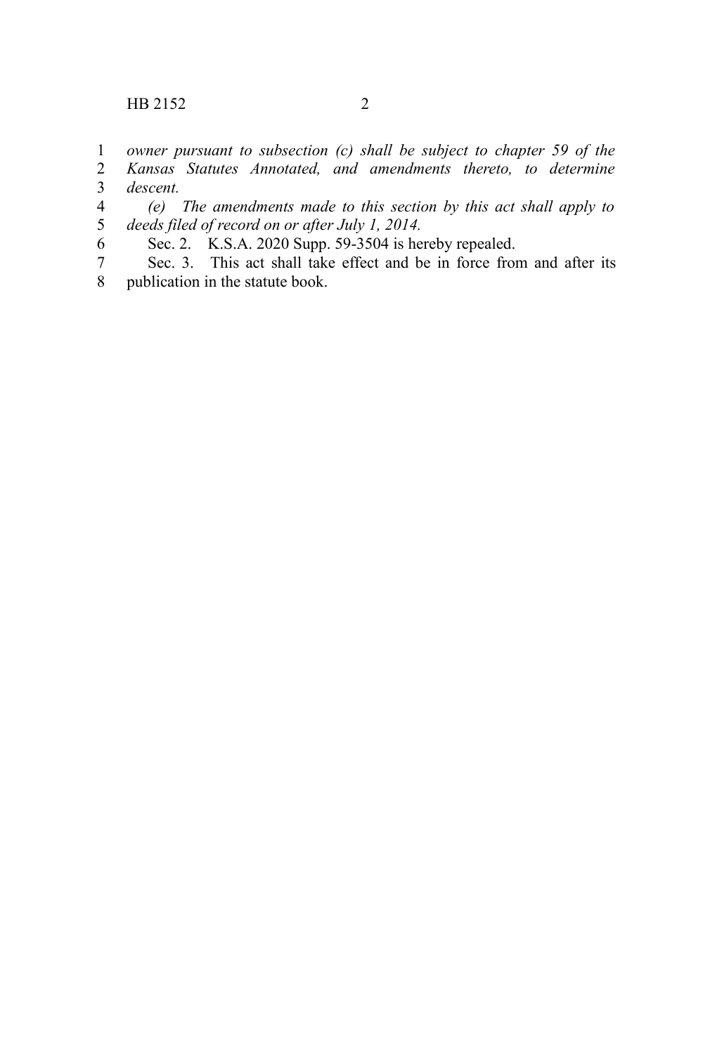*owner pursuant to subsection (c) shall be subject to chapter 59 of the Kansas Statutes Annotated, and amendments thereto, to determine descent.*

*(e) The amendments made to this section by this act shall apply to deeds filed of record on or after July 1, 2014.*

Sec. 2. K.S.A. 2020 Supp. 59-3504 is hereby repealed.

Sec. 3. This act shall take effect and be in force from and after its publication in the statute book.